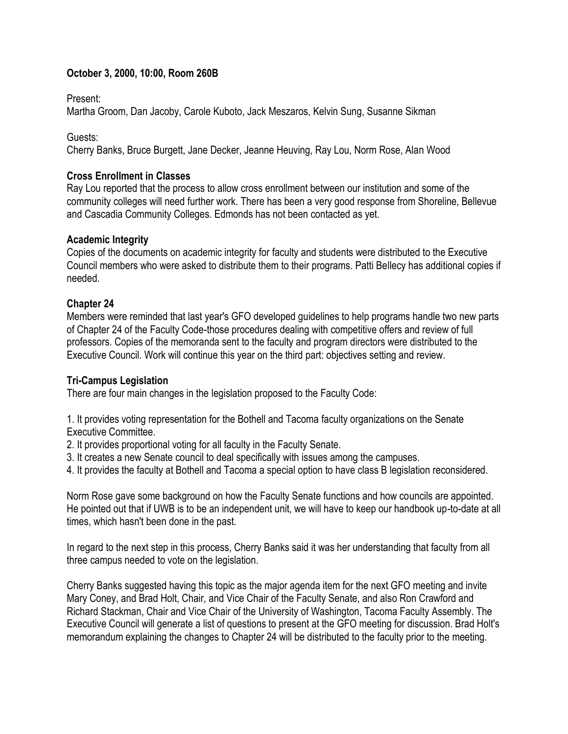**October 3, 2000, 10:00, Room 260B**

Present:
Martha Groom, Dan Jacoby, Carole Kuboto, Jack Meszaros, Kelvin Sung, Susanne Sikman

Guests:
Cherry Banks, Bruce Burgett, Jane Decker, Jeanne Heuving, Ray Lou, Norm Rose, Alan Wood

**Cross Enrollment in Classes**

Ray Lou reported that the process to allow cross enrollment between our institution and some of the community colleges will need further work. There has been a very good response from Shoreline, Bellevue and Cascadia Community Colleges. Edmonds has not been contacted as yet.

**Academic Integrity**

Copies of the documents on academic integrity for faculty and students were distributed to the Executive Council members who were asked to distribute them to their programs. Patti Bellecy has additional copies if needed.

**Chapter 24**

Members were reminded that last year's GFO developed guidelines to help programs handle two new parts of Chapter 24 of the Faculty Code-those procedures dealing with competitive offers and review of full professors. Copies of the memoranda sent to the faculty and program directors were distributed to the Executive Council. Work will continue this year on the third part: objectives setting and review.

**Tri-Campus Legislation**

There are four main changes in the legislation proposed to the Faculty Code:

1. It provides voting representation for the Bothell and Tacoma faculty organizations on the Senate Executive Committee.
2. It provides proportional voting for all faculty in the Faculty Senate.
3. It creates a new Senate council to deal specifically with issues among the campuses.
4. It provides the faculty at Bothell and Tacoma a special option to have class B legislation reconsidered.

Norm Rose gave some background on how the Faculty Senate functions and how councils are appointed. He pointed out that if UWB is to be an independent unit, we will have to keep our handbook up-to-date at all times, which hasn't been done in the past.

In regard to the next step in this process, Cherry Banks said it was her understanding that faculty from all three campus needed to vote on the legislation.

Cherry Banks suggested having this topic as the major agenda item for the next GFO meeting and invite Mary Coney, and Brad Holt, Chair, and Vice Chair of the Faculty Senate, and also Ron Crawford and Richard Stackman, Chair and Vice Chair of the University of Washington, Tacoma Faculty Assembly. The Executive Council will generate a list of questions to present at the GFO meeting for discussion. Brad Holt's memorandum explaining the changes to Chapter 24 will be distributed to the faculty prior to the meeting.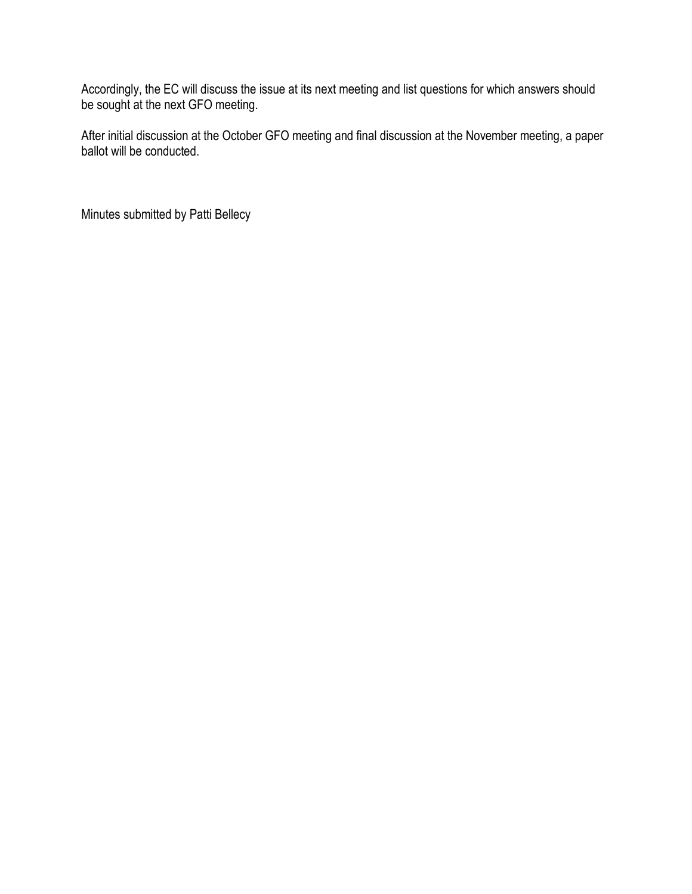Accordingly, the EC will discuss the issue at its next meeting and list questions for which answers should be sought at the next GFO meeting.

After initial discussion at the October GFO meeting and final discussion at the November meeting, a paper ballot will be conducted.

Minutes submitted by Patti Bellecy